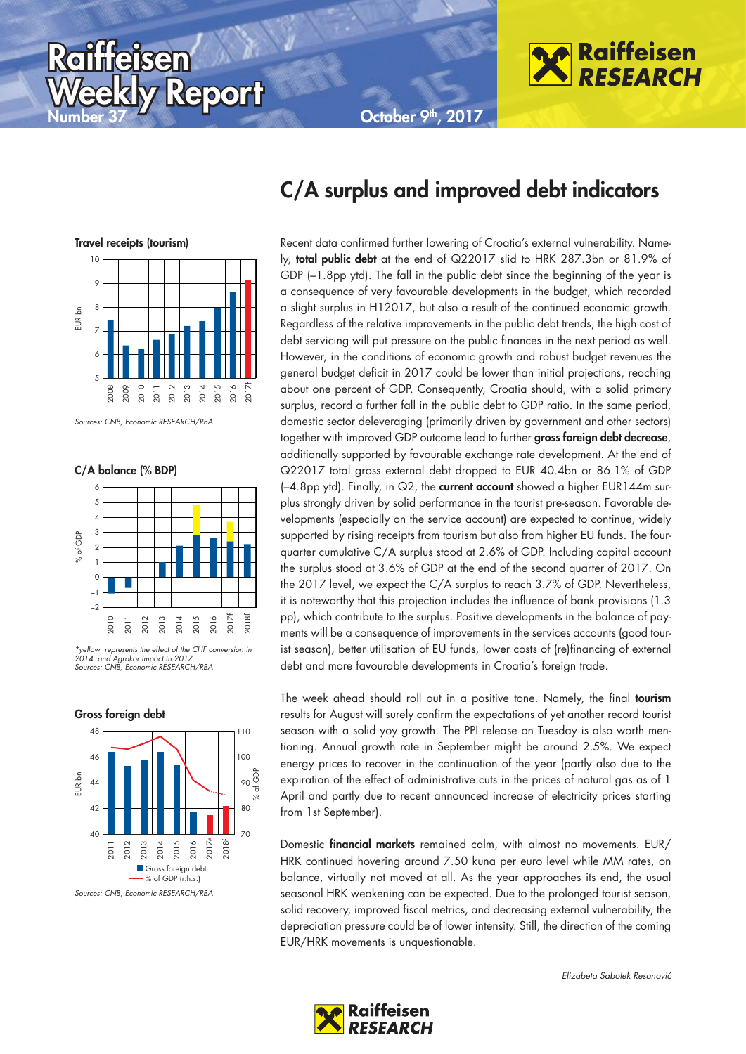# Raiffeisen Weekly Report

Number 37

October 9th, 2017

## C/A surplus and improved debt indicators

**Travel receipts (tourism)**

Sources: CNB, Economic RESEARCH/RBA

**C/A balance (% BDP)**

*yellow represents the effect of the CHF conversion in 2014. and Agrokor impact in 2017.
Sources: CNB, Economic RESEARCH/RBA

**Gross foreign debt**

Sources: CNB, Economic RESEARCH/RBA

Recent data confirmed further lowering of Croatia's external vulnerability. Namely, **total public debt** at the end of Q22017 slid to HRK 287.3bn or 81.9% of GDP (–1.8pp ytd). The fall in the public debt since the beginning of the year is a consequence of very favourable developments in the budget, which recorded a slight surplus in H12017, but also a result of the continued economic growth. Regardless of the relative improvements in the public debt trends, the high cost of debt servicing will put pressure on the public finances in the next period as well. However, in the conditions of economic growth and robust budget revenues the general budget deficit in 2017 could be lower than initial projections, reaching about one percent of GDP. Consequently, Croatia should, with a solid primary surplus, record a further fall in the public debt to GDP ratio. In the same period, domestic sector deleveraging (primarily driven by government and other sectors) together with improved GDP outcome lead to further **gross foreign debt decrease**, additionally supported by favourable exchange rate development. At the end of Q22017 total gross external debt dropped to EUR 40.4bn or 86.1% of GDP (–4.8pp ytd). Finally, in Q2, the **current account** showed a higher EUR144m surplus strongly driven by solid performance in the tourist pre-season. Favorable developments (especially on the service account) are expected to continue, widely supported by rising receipts from tourism but also from higher EU funds. The four-quarter cumulative C/A surplus stood at 2.6% of GDP. Including capital account the surplus stood at 3.6% of GDP at the end of the second quarter of 2017. On the 2017 level, we expect the C/A surplus to reach 3.7% of GDP. Nevertheless, it is noteworthy that this projection includes the influence of bank provisions (1.3 pp), which contribute to the surplus. Positive developments in the balance of payments will be a consequence of improvements in the services accounts (good tourist season), better utilisation of EU funds, lower costs of (re)financing of external debt and more favourable developments in Croatia's foreign trade.

The week ahead should roll out in a positive tone. Namely, the final **tourism** results for August will surely confirm the expectations of yet another record tourist season with a solid yoy growth. The PPI release on Tuesday is also worth mentioning. Annual growth rate in September might be around 2.5%. We expect energy prices to recover in the continuation of the year (partly also due to the expiration of the effect of administrative cuts in the prices of natural gas as of 1 April and partly due to recent announced increase of electricity prices starting from 1st September).

Domestic **financial markets** remained calm, with almost no movements. EUR/HRK continued hovering around 7.50 kuna per euro level while MM rates, on balance, virtually not moved at all. As the year approaches its end, the usual seasonal HRK weakening can be expected. Due to the prolonged tourist season, solid recovery, improved fiscal metrics, and decreasing external vulnerability, the depreciation pressure could be of lower intensity. Still, the direction of the coming EUR/HRK movements is unquestionable.

*Elizabeta Sabolek Resanović*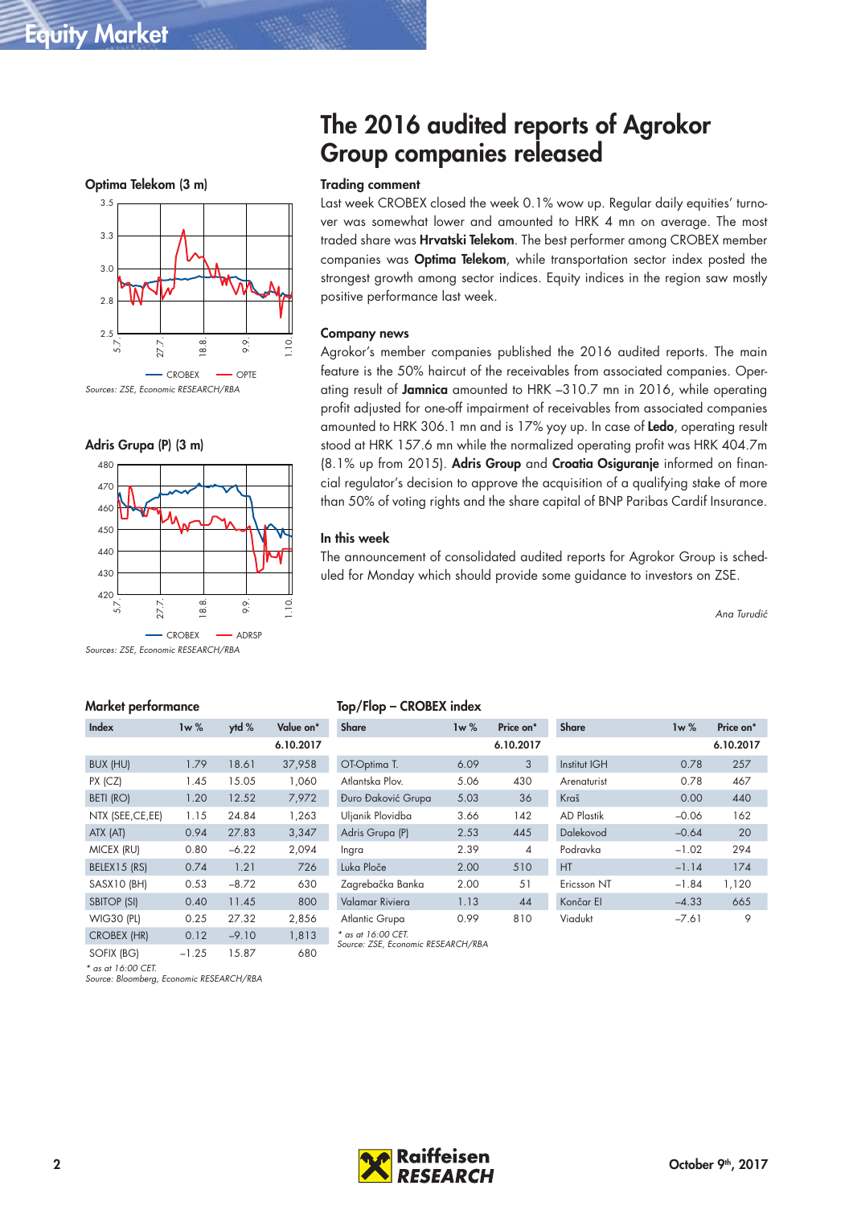# The 2016 audited reports of Agrokor Group companies released

### Trading comment

Last week CROBEX closed the week 0.1% wow up. Regular daily equities' turnover was somewhat lower and amounted to HRK 4 mn on average. The most traded share was **Hrvatski Telekom**. The best performer among CROBEX member companies was **Optima Telekom**, while transportation sector index posted the strongest growth among sector indices. Equity indices in the region saw mostly positive performance last week.

### Company news

Agrokor's member companies published the 2016 audited reports. The main feature is the 50% haircut of the receivables from associated companies. Operating result of **Jamnica** amounted to HRK –310.7 mn in 2016, while operating profit adjusted for one-off impairment of receivables from associated companies amounted to HRK 306.1 mn and is 17% yoy up. In case of **Ledo**, operating result stood at HRK 157.6 mn while the normalized operating profit was HRK 404.7m (8.1% up from 2015). **Adris Group** and **Croatia Osiguranje** informed on financial regulator's decision to approve the acquisition of a qualifying stake of more than 50% of voting rights and the share capital of BNP Paribas Cardif Insurance.

### In this week

The announcement of consolidated audited reports for Agrokor Group is scheduled for Monday which should provide some guidance to investors on ZSE.

*Ana Turudić*

**Optima Telekom (3 m)**

Sources: ZSE, Economic RESEARCH/RBA

**Adris Grupa (P) (3 m)**

Sources: ZSE, Economic RESEARCH/RBA

### Market performance

| Index | 1w % | ytd % | Value on* 6.10.2017 |
|---|---|---|---|
| BUX (HU) | 1.79 | 18.61 | 37,958 |
| PX (CZ) | 1.45 | 15.05 | 1,060 |
| BETI (RO) | 1.20 | 12.52 | 7,972 |
| NTX (SEE,CE,EE) | 1.15 | 24.84 | 1,263 |
| ATX (AT) | 0.94 | 27.83 | 3,347 |
| MICEX (RU) | 0.80 | –6.22 | 2,094 |
| BELEX15 (RS) | 0.74 | 1.21 | 726 |
| SASX10 (BH) | 0.53 | –8.72 | 630 |
| SBITOP (SI) | 0.40 | 11.45 | 800 |
| WIG30 (PL) | 0.25 | 27.32 | 2,856 |
| CROBEX (HR) | 0.12 | –9.10 | 1,813 |
| SOFIX (BG) | –1.25 | 15.87 | 680 |

* as at 16:00 CET.
Source: Bloomberg, Economic RESEARCH/RBA

### Top/Flop – CROBEX index

| Share | 1w % | Price on* 6.10.2017 | Share | 1w % | Price on* 6.10.2017 |
|---|---|---|---|---|---|
| OT-Optima T. | 6.09 | 3 | Institut IGH | 0.78 | 257 |
| Atlantska Plov. | 5.06 | 430 | Arenaturist | 0.78 | 467 |
| Đuro Đaković Grupa | 5.03 | 36 | Kraš | 0.00 | 440 |
| Uljanik Plovidba | 3.66 | 142 | AD Plastik | –0.06 | 162 |
| Adris Grupa (P) | 2.53 | 445 | Dalekovod | –0.64 | 20 |
| Ingra | 2.39 | 4 | Podravka | –1.02 | 294 |
| Luka Ploče | 2.00 | 510 | HT | –1.14 | 174 |
| Zagrebačka Banka | 2.00 | 51 | Ericsson NT | –1.84 | 1,120 |
| Valamar Riviera | 1.13 | 44 | Končar El | –4.33 | 665 |
| Atlantic Grupa | 0.99 | 810 | Viadukt | –7.61 | 9 |

* as at 16:00 CET.
Source: ZSE, Economic RESEARCH/RBA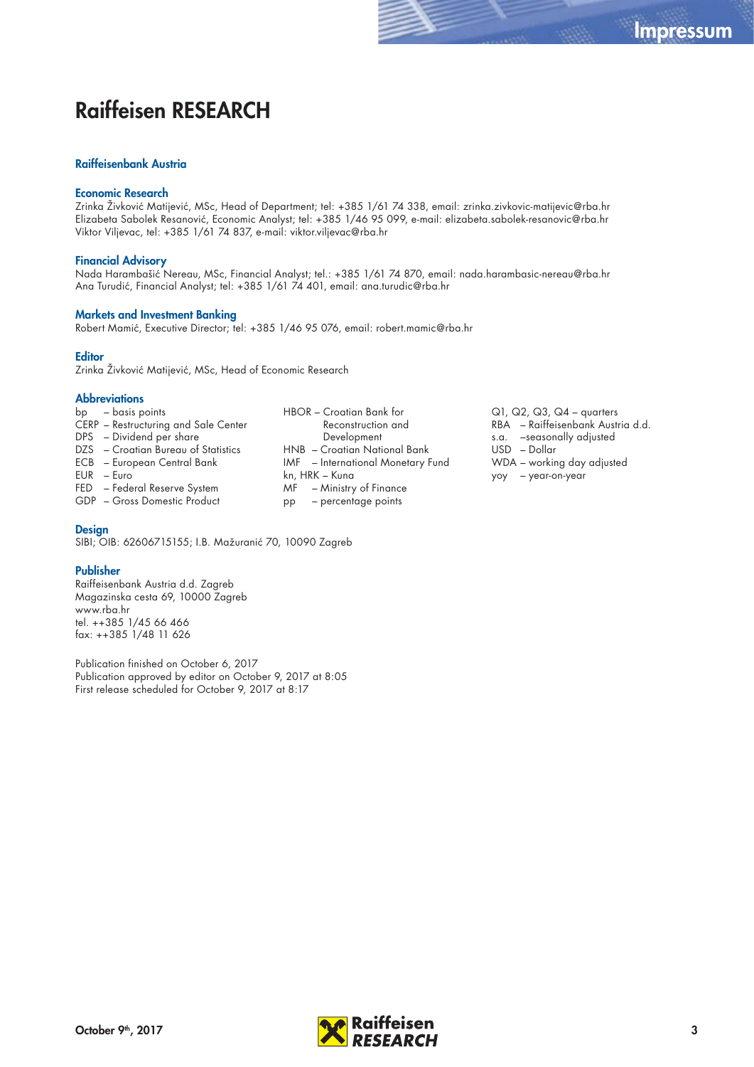# Impressum

# Raiffeisen RESEARCH

## Raiffeisenbank Austria

### Economic Research

Zrinka Živković Matijević, MSc, Head of Department; tel: +385 1/61 74 338, email: zrinka.zivkovic-matijevic@rba.hr
Elizabeta Sabolek Resanović, Economic Analyst; tel: +385 1/46 95 099, e-mail: elizabeta.sabolek-resanovic@rba.hr
Viktor Viljevac, tel: +385 1/61 74 837, e-mail: viktor.viljevac@rba.hr

### Financial Advisory

Nada Harambašić Nereau, MSc, Financial Analyst; tel.: +385 1/61 74 870, email: nada.harambasic-nereau@rba.hr
Ana Turudić, Financial Analyst; tel: +385 1/61 74 401, email: ana.turudic@rba.hr

### Markets and Investment Banking

Robert Mamić, Executive Director; tel: +385 1/46 95 076, email: robert.mamic@rba.hr

### Editor

Zrinka Živković Matijević, MSc, Head of Economic Research

### Abbreviations

bp – basis points
CERP – Restructuring and Sale Center
DPS – Dividend per share
DZS – Croatian Bureau of Statistics
ECB – European Central Bank
EUR – Euro
FED – Federal Reserve System
GDP – Gross Domestic Product
HBOR – Croatian Bank for Reconstruction and Development
HNB – Croatian National Bank
IMF – International Monetary Fund
kn, HRK – Kuna
MF – Ministry of Finance
pp – percentage points
Q1, Q2, Q3, Q4 – quarters
RBA – Raiffeisenbank Austria d.d.
s.a. –seasonally adjusted
USD – Dollar
WDA – working day adjusted
yoy – year-on-year

### Design

SIBI; OIB: 62606715155; I.B. Mažuranić 70, 10090 Zagreb

### Publisher

Raiffeisenbank Austria d.d. Zagreb
Magazinska cesta 69, 10000 Zagreb
www.rba.hr
tel. ++385 1/45 66 466
fax: ++385 1/48 11 626

Publication finished on October 6, 2017
Publication approved by editor on October 9, 2017 at 8:05
First release scheduled for October 9, 2017 at 8:17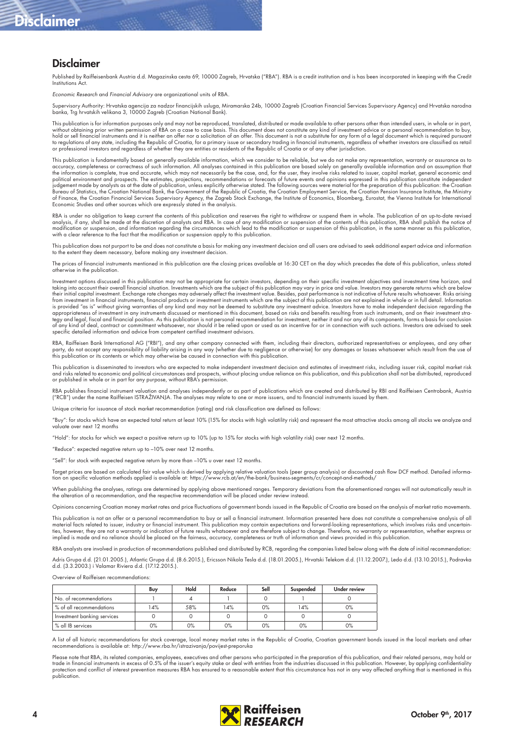## Disclaimer

Published by Raiffeisenbank Austria d.d. Magazinska cesta 69, 10000 Zagreb, Hrvatska ("RBA"). RBA is a credit institution and is has been incorporated in keeping with the Credit Institutions Act.

*Economic Research* and *Financial Advisory* are organizational units of RBA.

Supervisory Authority: Hrvatska agencija za nadzor financijskih usluga, Miramarska 24b, 10000 Zagreb (Croatian Financial Services Supervisory Agency) and Hrvatska narodna banka, Trg hrvatskih velikana 3, 10000 Zagreb (Croatian National Bank).

This publication is for information purposes only and may not be reproduced, translated, distributed or made available to other persons other than intended users, in whole or in part, without obtaining prior written permission of RBA on a case to case basis. This document does not constitute any kind of investment advice or a personal recommendation to buy, hold or sell financial instruments and it is neither an offer nor a solicitation of an offer. This document is not a substitute for any form of a legal document which is required pursuant to regulations of any state, including the Republic of Croatia, for a primary issue or secondary trading in financial instruments, regardless of whether investors are classified as retail or professional investors and regardless of whether they are entities or residents of the Republic of Croatia or of any other jurisdiction.

This publication is fundamentally based on generally available information, which we consider to be reliable, but we do not make any representation, warranty or assurance as to accuracy, completeness or correctness of such information. All analyses contained in this publication are based solely on generally available information and on assumption that the information is complete, true and accurate, which may not necessarily be the case, and, for the user, they involve risks related to issuer, capital market, general economic and political environment and prospects. The estimates, projections, recommendations or forecasts of future events and opinions expressed in this publication constitute independent judgement made by analysts as at the date of publication, unless explicitly otherwise stated. The following sources were material for the preparation of this publication: the Croatian Bureau of Statistics, the Croatian National Bank, the Government of the Republic of Croatia, the Croatian Employment Service, the Croatian Pension Insurance Institute, the Ministry of Finance, the Croatian Financial Services Supervisory Agency, the Zagreb Stock Exchange, the Institute of Economics, Bloomberg, Eurostat, the Vienna Institute for International Economic Studies and other sources which are expressly stated in the analysis.

RBA is under no obligation to keep current the contents of this publication and reserves the right to withdraw or suspend them in whole. The publication of an up-to-date revised analysis, if any, shall be made at the discretion of analysts and RBA. In case of any modification or suspension of the contents of this publication, RBA shall publish the notice of modification or suspension, and information regarding the circumstances which lead to the modification or suspension of this publication, in the same manner as this publication, with a clear reference to the fact that the modification or suspension apply to this publication.

This publication does not purport to be and does not constitute a basis for making any investment decision and all users are advised to seek additional expert advice and information to the extent they deem necessary, before making any investment decision.

The prices of financial instruments mentioned in this publication are the closing prices available at 16:30 CET on the day which precedes the date of this publication, unless stated otherwise in the publication.

Investment options discussed in this publication may not be appropriate for certain investors, depending on their specific investment objectives and investment time horizon, and taking into account their overall financial situation. Investments which are the subject of this publication may vary in price and value. Investors may generate returns which are below their initial capital investment. Exchange rate changes may adversely affect the investment value. Besides, past performance is not indicative of future results whatsoever. Risks arising from investment in financial instruments, financial products or investment instruments which are the subject of this publication are not explained in whole or in full detail. Information is provided "as is" without giving warranties of any kind and may not be deemed to substitute any investment advice. Investors have to make independent decision regarding the appropriateness of investment in any instruments discussed or mentioned in this document, based on risks and benefits resulting from such instruments, and on their investment strategy and legal, fiscal and financial position. As this publication is not personal recommendation for investment, neither it and nor any of its components, forms a basis for conclusion of any kind of deal, contract or commitment whatsoever, nor should it be relied upon or used as an incentive for or in connection with such actions. Investors are advised to seek specific detailed information and advice from competent certified investment advisors.

RBA, Raiffeisen Bank International AG ("RBI"), and any other company connected with them, including their directors, authorized representatives or employees, and any other party, do not accept any responsibility of liability arising in any way (whether due to negligence or otherwise) for any damages or losses whatsoever which result from the use of this publication or its contents or which may otherwise be caused in connection with this publication.

This publication is disseminated to investors who are expected to make independent investment decision and estimates of investment risks, including issuer risk, capital market risk and risks related to economic and political circumstances and prospects, without placing undue reliance on this publication, and this publication shall not be distributed, reproduced or published in whole or in part for any purpose, without RBA's permission.

RBA publishes financial instrument valuation and analyses independently or as part of publications which are created and distributed by RBI and Raiffeisen Centrobank, Austria ("RCB") under the name Raiffeisen ISTRAŽIVANJA. The analyses may relate to one or more issuers, and to financial instruments issued by them.

Unique criteria for issuance of stock market recommendation (rating) and risk classification are defined as follows:

"Buy": for stocks which have an expected total return at least 10% (15% for stocks with high volatility risk) and represent the most attractive stocks among all stocks we analyze and valuate over next 12 months

"Hold": for stocks for which we expect a positive return up to 10% (up to 15% for stocks with high volatility risk) over next 12 months.

"Reduce": expected negative return up to –10% over next 12 months.

"Sell": for stock with expected negative return by more than –10% u over next 12 months.

Target prices are based on calculated fair value which is derived by applying relative valuation tools (peer group analysis) or discounted cash flow DCF method. Detailed information on specific valuation methods applied is available at: https://www.rcb.at/en/the-bank/business-segments/cr/concept-and-methods/

When publishing the analyses, ratings are determined by applying above mentioned ranges. Temporary deviations from the aforementioned ranges will not automatically result in the alteration of a recommendation, and the respective recommendation will be placed under review instead.

Opinions concerning Croatian money market rates and price fluctuations of government bonds issued in the Republic of Croatia are based on the analysis of market ratio movements.

This publication is not an offer or a personal recommendation to buy or sell a financial instrument. Information presented here does not constitute a comprehensive analysis of all material facts related to issuer, industry or financial instrument. This publication may contain expectations and forward-looking representations, which involves risks and uncertainties, however, they are not a warranty or indication of future results whatsoever and are therefore subject to change. Therefore, no warranty or representation, whether express or implied is made and no reliance should be placed on the fairness, accuracy, completeness or truth of information and views provided in this publication.

RBA analysts are involved in production of recommendations published and distributed by RCB, regarding the companies listed below along with the date of initial recommendation:

Adris Grupa d.d. (21.01.2005.), Atlantic Grupa d.d. (8.6.2015.), Ericsson Nikola Tesla d.d. (18.01.2005.), Hrvatski Telekom d.d. (11.12.2007.), Ledo d.d. (13.10.2015.), Podravka d.d. (3.3.2003.) i Valamar Riviera d.d. (17.12.2015.).

Overview of Raiffeisen recommendations:

| | Buy | Hold | Reduce | Sell | Suspended | Under review |
|---|---|---|---|---|---|---|
| No. of recommendations | 1 | 4 | 1 | 0 | 1 | 0 |
| % of all recommendations | 14% | 58% | 14% | 0% | 14% | 0% |
| Investment banking services | 0 | 0 | 0 | 0 | 0 | 0 |
| % all IB services | 0% | 0% | 0% | 0% | 0% | 0% |

A list of all historic recommendations for stock coverage, local money market rates in the Republic of Croatia, Croatian government bonds issued in the local markets and other recommendations is available at: http://www.rba.hr/istrazivanja/povijest-preporuka

Please note that RBA, its related companies, employees, executives and other persons who participated in the preparation of this publication, and their related persons, may hold or trade in financial instruments in excess of 0.5% of the issuer's equity stake or deal with entities from the industries discussed in this publication. However, by applying confidentiality protection and conflict of interest prevention measures RBA has ensured to a reasonable extent that this circumstance has not in any way affected anything that is mentioned in this publication.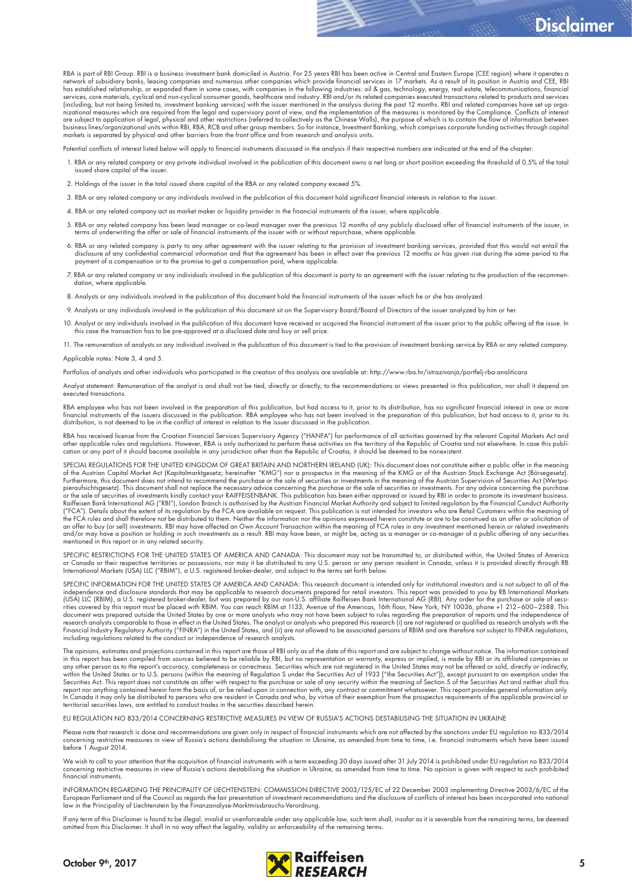# Disclaimer

RBA is part of RBI Group. RBI is a business investment bank domiciled in Austria. For 25 years RBI has been active in Central and Eastern Europe (CEE region) where it operates a network of subsidiary banks, leasing companies and numerous other companies which provide financial services in 17 markets. As a result of its position in Austria and CEE, RBI has established relationship, or expanded them in some cases, with companies in the following industries: oil & gas, technology, energy, real estate, telecommunications, financial services, core materials, cyclical and non-cyclical consumer goods, healthcare and industry. RBI and/or its related companies executed transactions related to products and services (including, but not being limited to, investment banking services) with the issuer mentioned in the analysis during the past 12 months. RBI and related companies have set up organizational measures which are required from the legal and supervisory point of view, and the implementation of the measures is monitored by the Compliance. Conflicts of interest are subject to application of legal, physical and other restrictions (referred to collectively as the Chinese Walls), the purpose of which is to contain the flow of information between business lines/organizational units within RBI, RBA, RCB and other group members. So for instance, Investment Banking, which comprises corporate funding activities through capital markets is separated by physical and other barriers from the front office and from research and analysis units.

Potential conflicts of interest listed below will apply to financial instruments discussed in the analysis if their respective numbers are indicated at the end of the chapter:

1. RBA or any related company or any private individual involved in the publication of this document owns a net long or short position exceeding the threshold of 0,5% of the total issued share capital of the issuer.
2. Holdings of the issuer in the total issued share capital of the RBA or any related company exceed 5%.
3. RBA or any related company or any individuals involved in the publication of this document hold significant financial interests in relation to the issuer.
4. RBA or any related company act as market maker or liquidity provider in the financial instruments of the issuer, where applicable.
5. RBA or any related company has been lead manager or co-lead manager over the previous 12 months of any publicly disclosed offer of financial instruments of the issuer, in terms of underwriting the offer or sale of financial instruments of the issuer with or without repurchase, where applicable.
6. RBA or any related company is party to any other agreement with the issuer relating to the provision of investment banking services, provided that this would not entail the disclosure of any confidential commercial information and that the agreement has been in effect over the previous 12 months or has given rise during the same period to the payment of a compensation or to the promise to get a compensation paid, where applicable.
7. RBA or any related company or any individuals involved in the publication of this document is party to an agreement with the issuer relating to the production of the recommendation, where applicable.
8. Analysts or any individuals involved in the publication of this document hold the financial instruments of the issuer which he or she has analyzed.
9. Analysts or any individuals involved in the publication of this document sit on the Supervisory Board/Board of Directors of the issuer analyzed by him or her.
10. Analyst or any individuals involved in the publication of this document have received or acquired the financial instrument of the issuer prior to the public offering of the issue. In this case the transaction has to be pre-approved at a disclosed date and buy or sell price.
11. The remuneration of analysts or any individual involved in the publication of this document is tied to the provision of investment banking service by RBA or any related company.

Applicable notes: Note 3, 4 and 5.

Portfolios of analysts and other individuals who participated in the creation of this analysis are available at: http://www.rba.hr/istrazivanja/portfelj-rba-analiticara

Analyst statement: Remuneration of the analyst is and shall not be tied, directly or directly, to the recommendations or views presented in this publication, nor shall it depend on executed transactions.

RBA employee who has not been involved in the preparation of this publication, but had access to it, prior to its distribution, has no significant financial interest in one or more financial instruments of the issuers discussed in the publication. RBA employee who has not been involved in the preparation of this publication, but had access to it, prior to its distribution, is not deemed to be in the conflict of interest in relation to the issuer discussed in the publication.

RBA has received license from the Croatian Financial Services Supervisory Agency ("HANFA") for performance of all activities governed by the relevant Capital Markets Act and other applicable rules and regulations. However, RBA is only authorized to perform these activities on the territory of the Republic of Croatia and not elsewhere. In case this publication or any part of it should become available in any jurisdiction other than the Republic of Croatia, it should be deemed to be nonexistent.

SPECIAL REGULATIONS FOR THE UNITED KINGDOM OF GREAT BRITAIN AND NORTHERN IRELAND (UK): This document does not constitute either a public offer in the meaning of the Austrian Capital Market Act (Kapitalmarktgesetz; hereinafter "KMG") nor a prospectus in the meaning of the KMG or of the Austrian Stock Exchange Act (Börsegesetz). Furthermore, this document does not intend to recommend the purchase or the sale of securities or investments in the meaning of the Austrian Supervision of Securities Act (Wertpapieraufsichtsgesetz). This document shall not replace the necessary advice concerning the purchase or the sale of securities or investments. For any advice concerning the purchase or the sale of securities of investments kindly contact your RAIFFEISENBANK. This publication has been either approved or issued by RBI in order to promote its investment business. Raiffeisen Bank International AG ("RBI"), London Branch is authorised by the Austrian Financial Market Authority and subject to limited regulation by the Financial Conduct Authority ("FCA"). Details about the extent of its regulation by the FCA are available on request. This publication is not intended for investors who are Retail Customers within the meaning of the FCA rules and shall therefore not be distributed to them. Neither the information nor the opinions expressed herein constitute or are to be construed as an offer or solicitation of an offer to buy (or sell) investments. RBI may have affected an Own Account Transaction within the meaning of FCA rules in any investment mentioned herein or related investments and/or may have a position or holding in such investments as a result. RBI may have been, or might be, acting as a manager or co-manager of a public offering of any securities mentioned in this report or in any related security.

SPECIFIC RESTRICTIONS FOR THE UNITED STATES OF AMERICA AND CANADA: This document may not be transmitted to, or distributed within, the United States of America or Canada or their respective territories or possessions, nor may it be distributed to any U.S. person or any person resident in Canada, unless it is provided directly through RB International Markets (USA) LLC ("RBIM"), a U.S. registered broker-dealer, and subject to the terms set forth below.

SPECIFIC INFORMATION FOR THE UNITED STATES OF AMERICA AND CANADA: This research document is intended only for institutional investors and is not subject to all of the independence and disclosure standards that may be applicable to research documents prepared for retail investors. This report was provided to you by RB International Markets (USA) LLC (RBIM), a U.S. registered broker-dealer, but was prepared by our non-U.S. affiliate Raiffeisen Bank International AG (RBI). Any order for the purchase or sale of securities covered by this report must be placed with RBIM. You can reach RBIM at 1133, Avenue of the Americas, 16th floor, New York, NY 10036, phone +1 212–600–2588. This document was prepared outside the United States by one or more analysts who may not have been subject to rules regarding the preparation of reports and the independence of research analysts comparable to those in effect in the United States. The analyst or analysts who prepared this research (i) are not registered or qualified as research analysts with the Financial Industry Regulatory Authority ("FINRA") in the United States, and (ii) are not allowed to be associated persons of RBIM and are therefore not subject to FINRA regulations, including regulations related to the conduct or independence of research analysts.

The opinions, estimates and projections contained in this report are those of RBI only as of the date of this report and are subject to change without notice. The information contained in this report has been compiled from sources believed to be reliable by RBI, but no representation or warranty, express or implied, is made by RBI or its affiliated companies or any other person as to the report's accuracy, completeness or correctness. Securities which are not registered in the United States may not be offered or sold, directly or indirectly, within the United States or to U.S. persons (within the meaning of Regulation S under the Securities Act of 1933 ["the Securities Act"]), except pursuant to an exemption under the Securities Act. This report does not constitute an offer with respect to the purchase or sale of any security within the meaning of Section 5 of the Securities Act and neither shall this report nor anything contained herein form the basis of, or be relied upon in connection with, any contract or commitment whatsoever. This report provides general information only. In Canada it may only be distributed to persons who are resident in Canada and who, by virtue of their exemption from the prospectus requirements of the applicable provincial or territorial securities laws, are entitled to conduct trades in the securities described herein.

EU REGULATION NO 833/2014 CONCERNING RESTRICTIVE MEASURES IN VIEW OF RUSSIA'S ACTIONS DESTABILISING THE SITUATION IN UKRAINE

Please note that research is done and recommendations are given only in respect of financial instruments which are not affected by the sanctions under EU regulation no 833/2014 concerning restrictive measures in view of Russia's actions destabilising the situation in Ukraine, as amended from time to time, i.e. financial instruments which have been issued before 1 August 2014.

We wish to call to your attention that the acquisition of financial instruments with a term exceeding 30 days issued after 31 July 2014 is prohibited under EU regulation no 833/2014 concerning restrictive measures in view of Russia's actions destabilising the situation in Ukraine, as amended from time to time. No opinion is given with respect to such prohibited financial instruments.

INFORMATION REGARDING THE PRINCIPALITY OF LIECHTENSTEIN: COMMISSION DIRECTIVE 2003/125/EC of 22 December 2003 implementing Directive 2003/6/EC of the European Parliament and of the Council as regards the fair presentation of investment recommendations and the disclosure of conflicts of interest has been incorporated into national law in the Principality of Liechtenstein by the Finanzanalyse-Marktmissbrauchs-Verordnung.

If any term of this Disclaimer is found to be illegal, invalid or unenforceable under any applicable law, such term shall, insofar as it is severable from the remaining terms, be deemed omitted from this Disclaimer. It shall in no way affect the legality, validity or enforceability of the remaining terms.